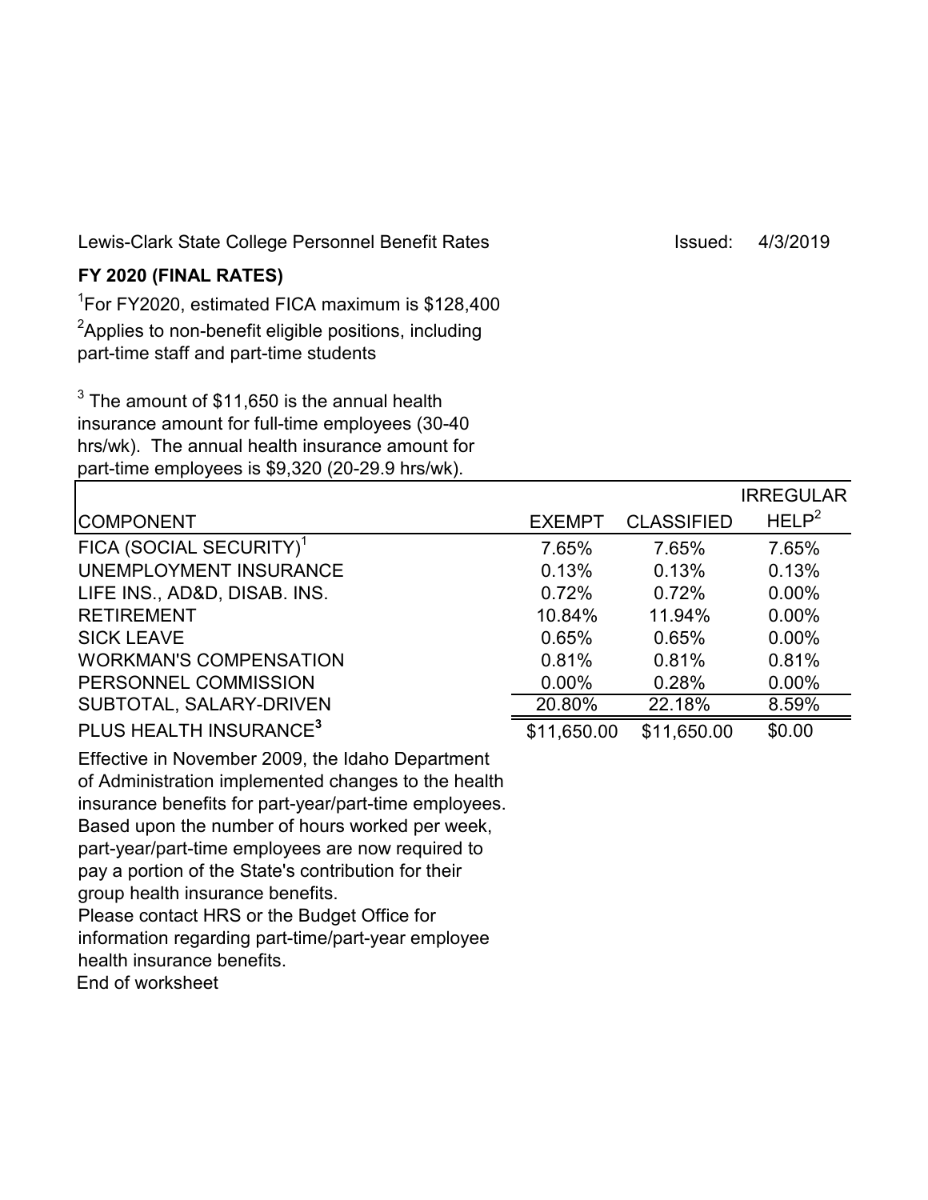Lewis-Clark State College Personnel Benefit Rates  Issued: 4/3/2019

**FY 2020 (FINAL RATES)**

[1]For FY2020, estimated FICA maximum is $128,400

[2]Applies to non-benefit eligible positions, including part-time staff and part-time students

[3] The amount of $11,650 is the annual health insurance amount for full-time employees (30-40 hrs/wk). The annual health insurance amount for part-time employees is $9,320 (20-29.9 hrs/wk).

| COMPONENT | EXEMPT | CLASSIFIED | IRREGULAR HELP[2] |
|---|---|---|---|
| FICA (SOCIAL SECURITY)[1] | 7.65% | 7.65% | 7.65% |
| UNEMPLOYMENT INSURANCE | 0.13% | 0.13% | 0.13% |
| LIFE INS., AD&D, DISAB. INS. | 0.72% | 0.72% | 0.00% |
| RETIREMENT | 10.84% | 11.94% | 0.00% |
| SICK LEAVE | 0.65% | 0.65% | 0.00% |
| WORKMAN'S COMPENSATION | 0.81% | 0.81% | 0.81% |
| PERSONNEL COMMISSION | 0.00% | 0.28% | 0.00% |
| SUBTOTAL, SALARY-DRIVEN | 20.80% | 22.18% | 8.59% |
| PLUS HEALTH INSURANCE[3] | $11,650.00 | $11,650.00 | $0.00 |

Effective in November 2009, the Idaho Department of Administration implemented changes to the health insurance benefits for part-year/part-time employees. Based upon the number of hours worked per week, part-year/part-time employees are now required to pay a portion of the State's contribution for their group health insurance benefits.

Please contact HRS or the Budget Office for information regarding part-time/part-year employee health insurance benefits.

End of worksheet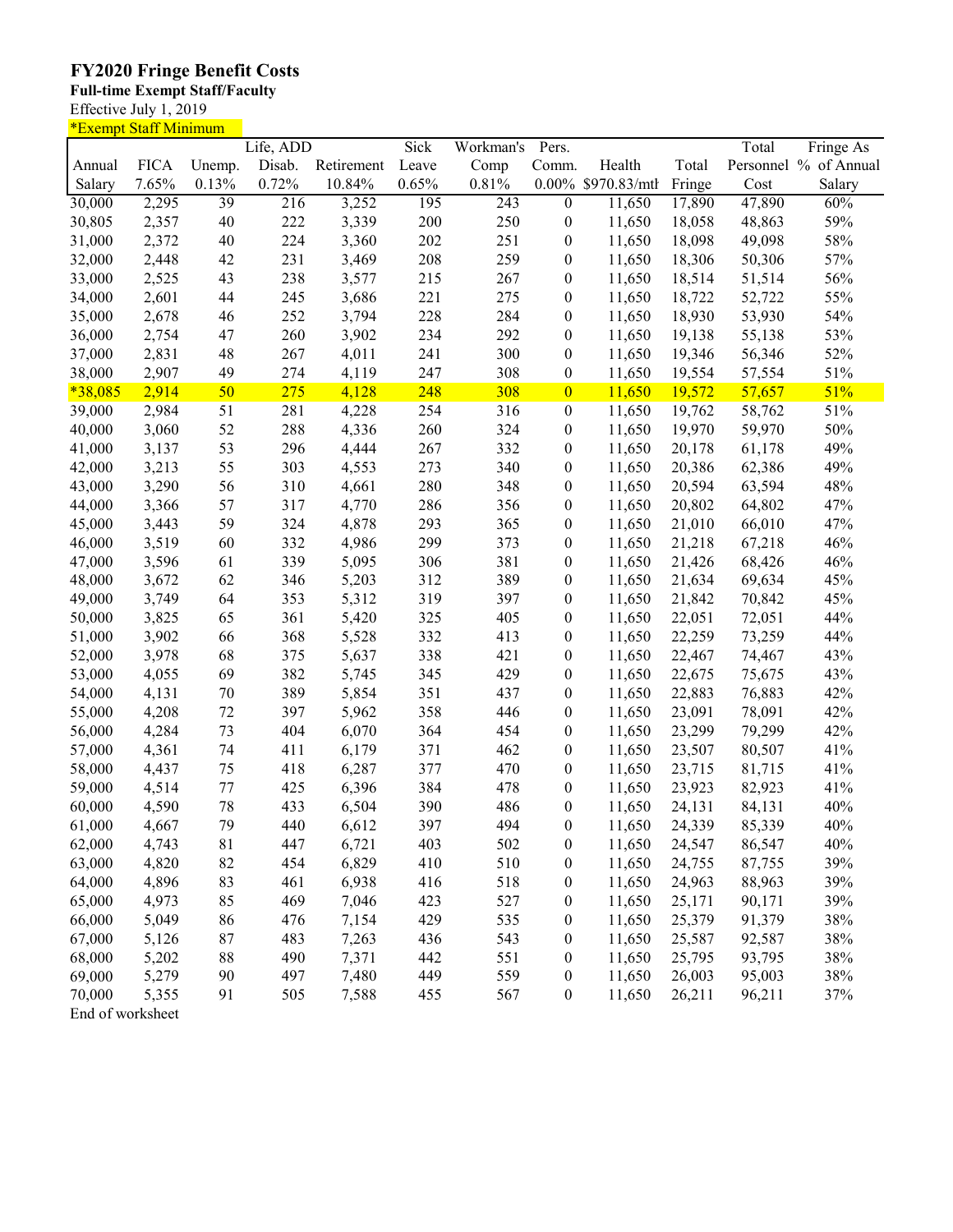# FY2020 Fringe Benefit Costs

**Full-time Exempt Staff/Faculty**

Effective July 1, 2019

*Exempt Staff Minimum

| Annual Salary | FICA 7.65% | Unemp. 0.13% | Life, ADD Disab. 0.72% | Retirement 10.84% | Sick Leave 0.65% | Workman's Comp 0.81% | Pers. Comm. 0.00% | Health $970.83/mth | Total Fringe | Total Personnel Cost | Fringe As % of Annual Salary |
|---|---|---|---|---|---|---|---|---|---|---|---|
| 30,000 | 2,295 | 39 | 216 | 3,252 | 195 | 243 | 0 | 11,650 | 17,890 | 47,890 | 60% |
| 30,805 | 2,357 | 40 | 222 | 3,339 | 200 | 250 | 0 | 11,650 | 18,058 | 48,863 | 59% |
| 31,000 | 2,372 | 40 | 224 | 3,360 | 202 | 251 | 0 | 11,650 | 18,098 | 49,098 | 58% |
| 32,000 | 2,448 | 42 | 231 | 3,469 | 208 | 259 | 0 | 11,650 | 18,306 | 50,306 | 57% |
| 33,000 | 2,525 | 43 | 238 | 3,577 | 215 | 267 | 0 | 11,650 | 18,514 | 51,514 | 56% |
| 34,000 | 2,601 | 44 | 245 | 3,686 | 221 | 275 | 0 | 11,650 | 18,722 | 52,722 | 55% |
| 35,000 | 2,678 | 46 | 252 | 3,794 | 228 | 284 | 0 | 11,650 | 18,930 | 53,930 | 54% |
| 36,000 | 2,754 | 47 | 260 | 3,902 | 234 | 292 | 0 | 11,650 | 19,138 | 55,138 | 53% |
| 37,000 | 2,831 | 48 | 267 | 4,011 | 241 | 300 | 0 | 11,650 | 19,346 | 56,346 | 52% |
| 38,000 | 2,907 | 49 | 274 | 4,119 | 247 | 308 | 0 | 11,650 | 19,554 | 57,554 | 51% |
| *38,085 | 2,914 | 50 | 275 | 4,128 | 248 | 308 | 0 | 11,650 | 19,572 | 57,657 | 51% |
| 39,000 | 2,984 | 51 | 281 | 4,228 | 254 | 316 | 0 | 11,650 | 19,762 | 58,762 | 51% |
| 40,000 | 3,060 | 52 | 288 | 4,336 | 260 | 324 | 0 | 11,650 | 19,970 | 59,970 | 50% |
| 41,000 | 3,137 | 53 | 296 | 4,444 | 267 | 332 | 0 | 11,650 | 20,178 | 61,178 | 49% |
| 42,000 | 3,213 | 55 | 303 | 4,553 | 273 | 340 | 0 | 11,650 | 20,386 | 62,386 | 49% |
| 43,000 | 3,290 | 56 | 310 | 4,661 | 280 | 348 | 0 | 11,650 | 20,594 | 63,594 | 48% |
| 44,000 | 3,366 | 57 | 317 | 4,770 | 286 | 356 | 0 | 11,650 | 20,802 | 64,802 | 47% |
| 45,000 | 3,443 | 59 | 324 | 4,878 | 293 | 365 | 0 | 11,650 | 21,010 | 66,010 | 47% |
| 46,000 | 3,519 | 60 | 332 | 4,986 | 299 | 373 | 0 | 11,650 | 21,218 | 67,218 | 46% |
| 47,000 | 3,596 | 61 | 339 | 5,095 | 306 | 381 | 0 | 11,650 | 21,426 | 68,426 | 46% |
| 48,000 | 3,672 | 62 | 346 | 5,203 | 312 | 389 | 0 | 11,650 | 21,634 | 69,634 | 45% |
| 49,000 | 3,749 | 64 | 353 | 5,312 | 319 | 397 | 0 | 11,650 | 21,842 | 70,842 | 45% |
| 50,000 | 3,825 | 65 | 361 | 5,420 | 325 | 405 | 0 | 11,650 | 22,051 | 72,051 | 44% |
| 51,000 | 3,902 | 66 | 368 | 5,528 | 332 | 413 | 0 | 11,650 | 22,259 | 73,259 | 44% |
| 52,000 | 3,978 | 68 | 375 | 5,637 | 338 | 421 | 0 | 11,650 | 22,467 | 74,467 | 43% |
| 53,000 | 4,055 | 69 | 382 | 5,745 | 345 | 429 | 0 | 11,650 | 22,675 | 75,675 | 43% |
| 54,000 | 4,131 | 70 | 389 | 5,854 | 351 | 437 | 0 | 11,650 | 22,883 | 76,883 | 42% |
| 55,000 | 4,208 | 72 | 397 | 5,962 | 358 | 446 | 0 | 11,650 | 23,091 | 78,091 | 42% |
| 56,000 | 4,284 | 73 | 404 | 6,070 | 364 | 454 | 0 | 11,650 | 23,299 | 79,299 | 42% |
| 57,000 | 4,361 | 74 | 411 | 6,179 | 371 | 462 | 0 | 11,650 | 23,507 | 80,507 | 41% |
| 58,000 | 4,437 | 75 | 418 | 6,287 | 377 | 470 | 0 | 11,650 | 23,715 | 81,715 | 41% |
| 59,000 | 4,514 | 77 | 425 | 6,396 | 384 | 478 | 0 | 11,650 | 23,923 | 82,923 | 41% |
| 60,000 | 4,590 | 78 | 433 | 6,504 | 390 | 486 | 0 | 11,650 | 24,131 | 84,131 | 40% |
| 61,000 | 4,667 | 79 | 440 | 6,612 | 397 | 494 | 0 | 11,650 | 24,339 | 85,339 | 40% |
| 62,000 | 4,743 | 81 | 447 | 6,721 | 403 | 502 | 0 | 11,650 | 24,547 | 86,547 | 40% |
| 63,000 | 4,820 | 82 | 454 | 6,829 | 410 | 510 | 0 | 11,650 | 24,755 | 87,755 | 39% |
| 64,000 | 4,896 | 83 | 461 | 6,938 | 416 | 518 | 0 | 11,650 | 24,963 | 88,963 | 39% |
| 65,000 | 4,973 | 85 | 469 | 7,046 | 423 | 527 | 0 | 11,650 | 25,171 | 90,171 | 39% |
| 66,000 | 5,049 | 86 | 476 | 7,154 | 429 | 535 | 0 | 11,650 | 25,379 | 91,379 | 38% |
| 67,000 | 5,126 | 87 | 483 | 7,263 | 436 | 543 | 0 | 11,650 | 25,587 | 92,587 | 38% |
| 68,000 | 5,202 | 88 | 490 | 7,371 | 442 | 551 | 0 | 11,650 | 25,795 | 93,795 | 38% |
| 69,000 | 5,279 | 90 | 497 | 7,480 | 449 | 559 | 0 | 11,650 | 26,003 | 95,003 | 38% |
| 70,000 | 5,355 | 91 | 505 | 7,588 | 455 | 567 | 0 | 11,650 | 26,211 | 96,211 | 37% |

End of worksheet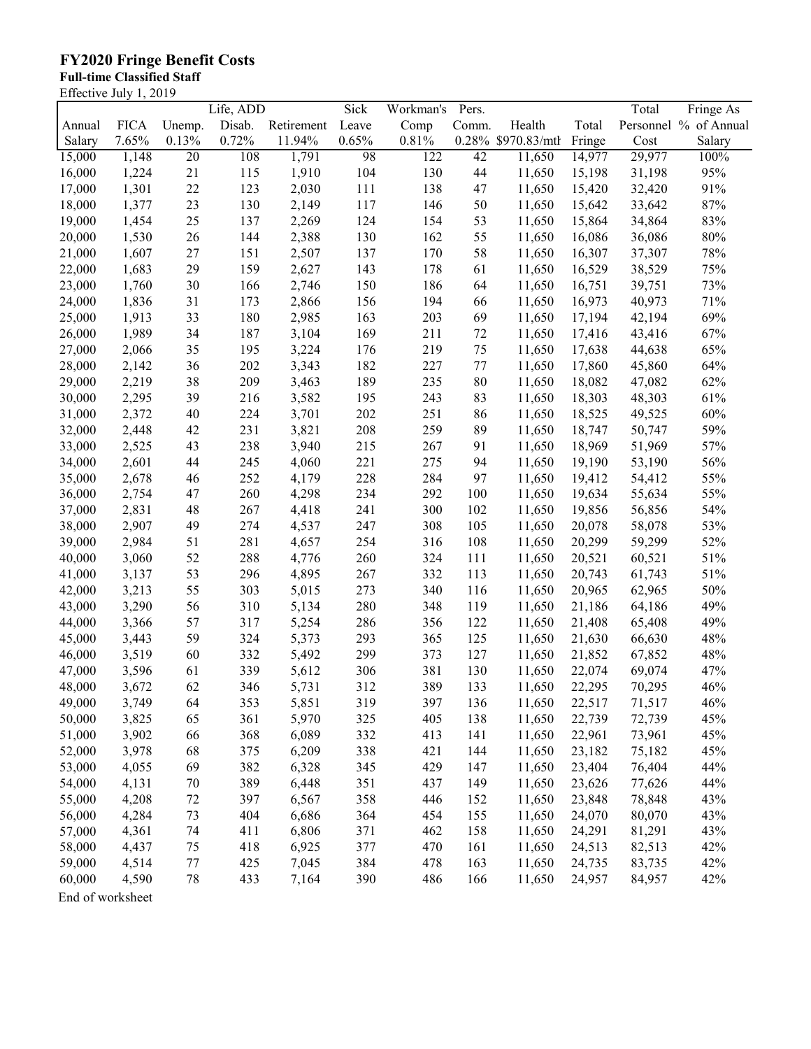# FY2020 Fringe Benefit Costs

**Full-time Classified Staff**

Effective July 1, 2019

| | | | Life, ADD | | Sick | Workman's | Pers. | | | Total | Fringe As |
|---|---|---|---|---|---|---|---|---|---|---|---|
| Annual | FICA | Unemp. | Disab. | Retirement | Leave | Comp | Comm. | Health | Total | Personnel | % of Annual |
| Salary | 7.65% | 0.13% | 0.72% | 11.94% | 0.65% | 0.81% | 0.28% | $970.83/mth | Fringe | Cost | Salary |
| 15,000 | 1,148 | 20 | 108 | 1,791 | 98 | 122 | 42 | 11,650 | 14,977 | 29,977 | 100% |
| 16,000 | 1,224 | 21 | 115 | 1,910 | 104 | 130 | 44 | 11,650 | 15,198 | 31,198 | 95% |
| 17,000 | 1,301 | 22 | 123 | 2,030 | 111 | 138 | 47 | 11,650 | 15,420 | 32,420 | 91% |
| 18,000 | 1,377 | 23 | 130 | 2,149 | 117 | 146 | 50 | 11,650 | 15,642 | 33,642 | 87% |
| 19,000 | 1,454 | 25 | 137 | 2,269 | 124 | 154 | 53 | 11,650 | 15,864 | 34,864 | 83% |
| 20,000 | 1,530 | 26 | 144 | 2,388 | 130 | 162 | 55 | 11,650 | 16,086 | 36,086 | 80% |
| 21,000 | 1,607 | 27 | 151 | 2,507 | 137 | 170 | 58 | 11,650 | 16,307 | 37,307 | 78% |
| 22,000 | 1,683 | 29 | 159 | 2,627 | 143 | 178 | 61 | 11,650 | 16,529 | 38,529 | 75% |
| 23,000 | 1,760 | 30 | 166 | 2,746 | 150 | 186 | 64 | 11,650 | 16,751 | 39,751 | 73% |
| 24,000 | 1,836 | 31 | 173 | 2,866 | 156 | 194 | 66 | 11,650 | 16,973 | 40,973 | 71% |
| 25,000 | 1,913 | 33 | 180 | 2,985 | 163 | 203 | 69 | 11,650 | 17,194 | 42,194 | 69% |
| 26,000 | 1,989 | 34 | 187 | 3,104 | 169 | 211 | 72 | 11,650 | 17,416 | 43,416 | 67% |
| 27,000 | 2,066 | 35 | 195 | 3,224 | 176 | 219 | 75 | 11,650 | 17,638 | 44,638 | 65% |
| 28,000 | 2,142 | 36 | 202 | 3,343 | 182 | 227 | 77 | 11,650 | 17,860 | 45,860 | 64% |
| 29,000 | 2,219 | 38 | 209 | 3,463 | 189 | 235 | 80 | 11,650 | 18,082 | 47,082 | 62% |
| 30,000 | 2,295 | 39 | 216 | 3,582 | 195 | 243 | 83 | 11,650 | 18,303 | 48,303 | 61% |
| 31,000 | 2,372 | 40 | 224 | 3,701 | 202 | 251 | 86 | 11,650 | 18,525 | 49,525 | 60% |
| 32,000 | 2,448 | 42 | 231 | 3,821 | 208 | 259 | 89 | 11,650 | 18,747 | 50,747 | 59% |
| 33,000 | 2,525 | 43 | 238 | 3,940 | 215 | 267 | 91 | 11,650 | 18,969 | 51,969 | 57% |
| 34,000 | 2,601 | 44 | 245 | 4,060 | 221 | 275 | 94 | 11,650 | 19,190 | 53,190 | 56% |
| 35,000 | 2,678 | 46 | 252 | 4,179 | 228 | 284 | 97 | 11,650 | 19,412 | 54,412 | 55% |
| 36,000 | 2,754 | 47 | 260 | 4,298 | 234 | 292 | 100 | 11,650 | 19,634 | 55,634 | 55% |
| 37,000 | 2,831 | 48 | 267 | 4,418 | 241 | 300 | 102 | 11,650 | 19,856 | 56,856 | 54% |
| 38,000 | 2,907 | 49 | 274 | 4,537 | 247 | 308 | 105 | 11,650 | 20,078 | 58,078 | 53% |
| 39,000 | 2,984 | 51 | 281 | 4,657 | 254 | 316 | 108 | 11,650 | 20,299 | 59,299 | 52% |
| 40,000 | 3,060 | 52 | 288 | 4,776 | 260 | 324 | 111 | 11,650 | 20,521 | 60,521 | 51% |
| 41,000 | 3,137 | 53 | 296 | 4,895 | 267 | 332 | 113 | 11,650 | 20,743 | 61,743 | 51% |
| 42,000 | 3,213 | 55 | 303 | 5,015 | 273 | 340 | 116 | 11,650 | 20,965 | 62,965 | 50% |
| 43,000 | 3,290 | 56 | 310 | 5,134 | 280 | 348 | 119 | 11,650 | 21,186 | 64,186 | 49% |
| 44,000 | 3,366 | 57 | 317 | 5,254 | 286 | 356 | 122 | 11,650 | 21,408 | 65,408 | 49% |
| 45,000 | 3,443 | 59 | 324 | 5,373 | 293 | 365 | 125 | 11,650 | 21,630 | 66,630 | 48% |
| 46,000 | 3,519 | 60 | 332 | 5,492 | 299 | 373 | 127 | 11,650 | 21,852 | 67,852 | 48% |
| 47,000 | 3,596 | 61 | 339 | 5,612 | 306 | 381 | 130 | 11,650 | 22,074 | 69,074 | 47% |
| 48,000 | 3,672 | 62 | 346 | 5,731 | 312 | 389 | 133 | 11,650 | 22,295 | 70,295 | 46% |
| 49,000 | 3,749 | 64 | 353 | 5,851 | 319 | 397 | 136 | 11,650 | 22,517 | 71,517 | 46% |
| 50,000 | 3,825 | 65 | 361 | 5,970 | 325 | 405 | 138 | 11,650 | 22,739 | 72,739 | 45% |
| 51,000 | 3,902 | 66 | 368 | 6,089 | 332 | 413 | 141 | 11,650 | 22,961 | 73,961 | 45% |
| 52,000 | 3,978 | 68 | 375 | 6,209 | 338 | 421 | 144 | 11,650 | 23,182 | 75,182 | 45% |
| 53,000 | 4,055 | 69 | 382 | 6,328 | 345 | 429 | 147 | 11,650 | 23,404 | 76,404 | 44% |
| 54,000 | 4,131 | 70 | 389 | 6,448 | 351 | 437 | 149 | 11,650 | 23,626 | 77,626 | 44% |
| 55,000 | 4,208 | 72 | 397 | 6,567 | 358 | 446 | 152 | 11,650 | 23,848 | 78,848 | 43% |
| 56,000 | 4,284 | 73 | 404 | 6,686 | 364 | 454 | 155 | 11,650 | 24,070 | 80,070 | 43% |
| 57,000 | 4,361 | 74 | 411 | 6,806 | 371 | 462 | 158 | 11,650 | 24,291 | 81,291 | 43% |
| 58,000 | 4,437 | 75 | 418 | 6,925 | 377 | 470 | 161 | 11,650 | 24,513 | 82,513 | 42% |
| 59,000 | 4,514 | 77 | 425 | 7,045 | 384 | 478 | 163 | 11,650 | 24,735 | 83,735 | 42% |
| 60,000 | 4,590 | 78 | 433 | 7,164 | 390 | 486 | 166 | 11,650 | 24,957 | 84,957 | 42% |

End of worksheet